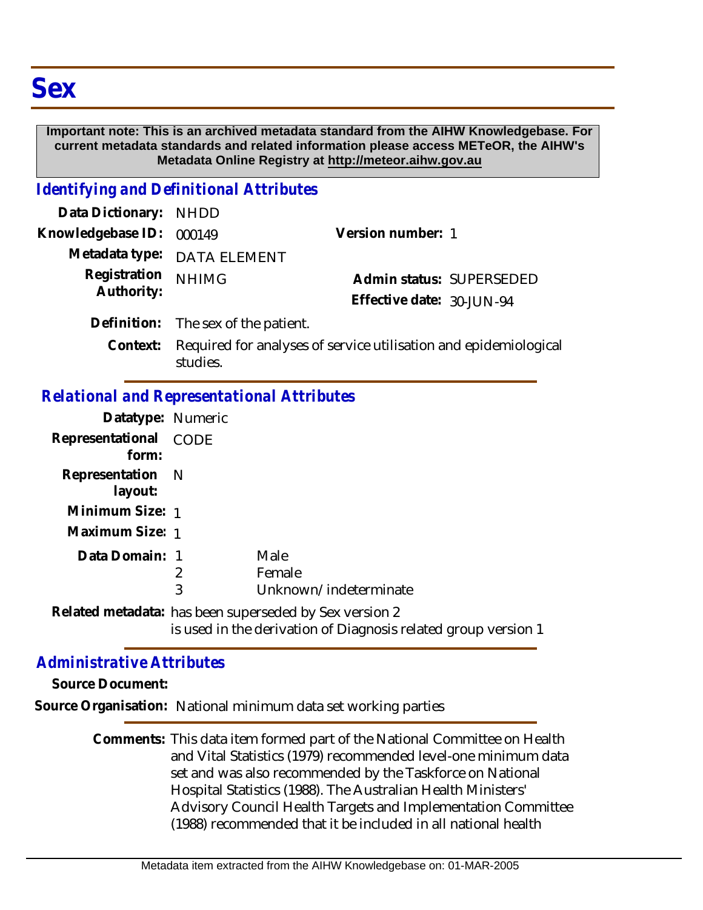# Sex

**Important note: This is an archived metadata standard from the AIHW Knowledgebase. For current metadata standards and related information please access METeOR, the AIHW's Metadata Online Registry at http://meteor.aihw.gov.au**

## *Identifying and Definitional Attributes*

**Data Dictionary:** NHDD

**Knowledgebase ID:** 000149

**Version number:** 1

**Metadata type:** DATA ELEMENT

**Registration Authority:** NHIMG

**Admin status:** SUPERSEDED

**Effective date:** 30-JUN-94

**Definition:** The sex of the patient.

**Context:** Required for analyses of service utilisation and epidemiological studies.

## *Relational and Representational Attributes*

**Datatype:** Numeric

**Representational form:** CODE

**Representation layout:** N

**Minimum Size:** 1

**Maximum Size:** 1

**Data Domain:**

1 Male
2 Female
3 Unknown/indeterminate

**Related metadata:** has been superseded by Sex version 2
is used in the derivation of Diagnosis related group version 1

## *Administrative Attributes*

**Source Document:**

**Source Organisation:** National minimum data set working parties

**Comments:** This data item formed part of the National Committee on Health and Vital Statistics (1979) recommended level-one minimum data set and was also recommended by the Taskforce on National Hospital Statistics (1988). The Australian Health Ministers' Advisory Council Health Targets and Implementation Committee (1988) recommended that it be included in all national health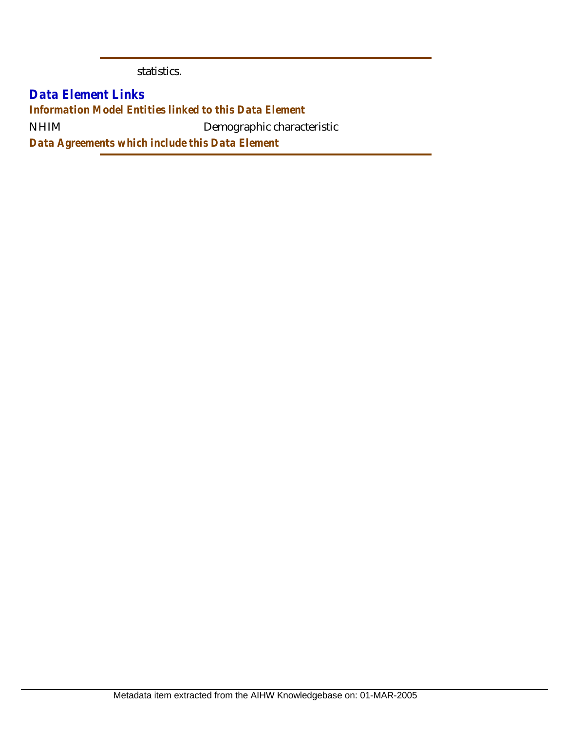statistics.

## Data Element Links

***Information Model Entities linked to this Data Element***

| | |
|---|---|
| NHIM | Demographic characteristic |

***Data Agreements which include this Data Element***

Metadata item extracted from the AIHW Knowledgebase on: 01-MAR-2005